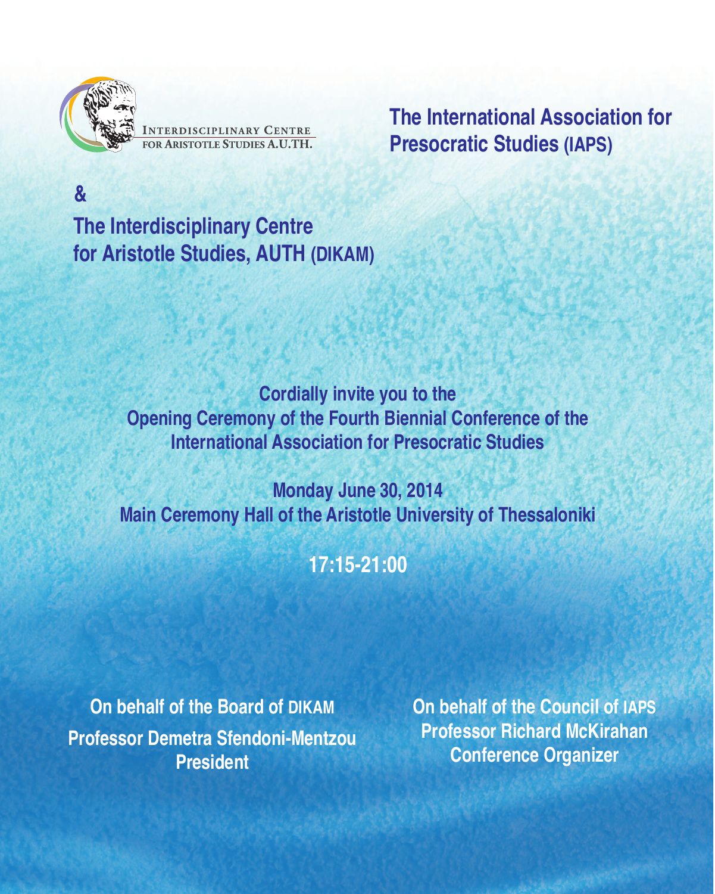INTERDISCIPLINARY CENTRE FOR ARISTOTLE STUDIES A.U.TH.

**The International Association for Presocratic Studies (IAPS)**

**&**

**The Interdisciplinary Centre for Aristotle Studies, AUTH (DIKAM)**

**Cordially invite you to the**
**Opening Ceremony of the Fourth Biennial Conference of the International Association for Presocratic Studies**

**Monday June 30, 2014**
**Main Ceremony Hall of the Aristotle University of Thessaloniki**

**17:15-21:00**

**On behalf of the Board of DIKAM**
**Professor Demetra Sfendoni-Mentzou**
**President**

**On behalf of the Council of IAPS**
**Professor Richard McKirahan**
**Conference Organizer**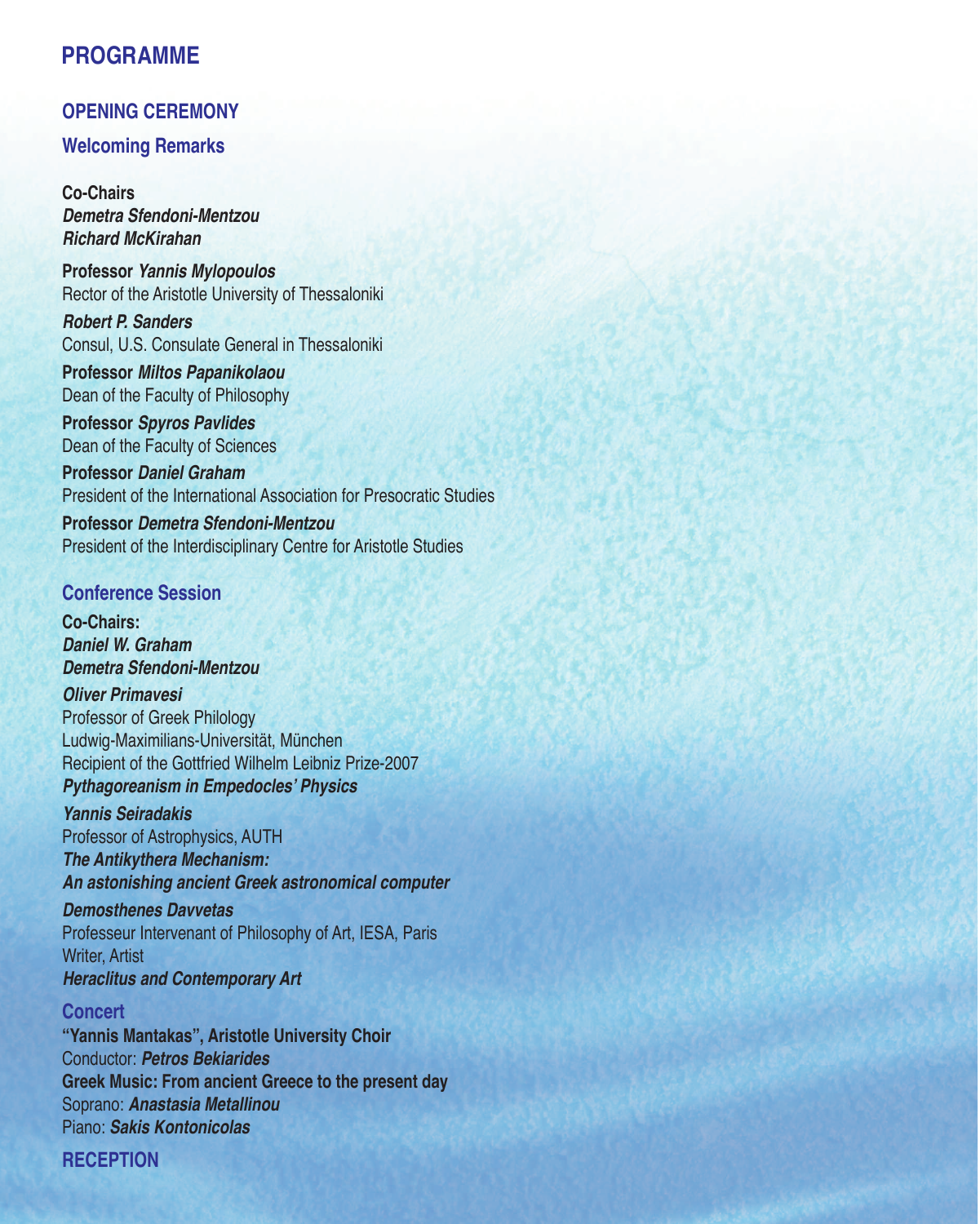# PROGRAMME

## OPENING CEREMONY

### Welcoming Remarks

**Co-Chairs**
***Demetra Sfendoni-Mentzou***
***Richard McKirahan***

**Professor *Yannis Mylopoulos***
Rector of the Aristotle University of Thessaloniki

***Robert P. Sanders***
Consul, U.S. Consulate General in Thessaloniki

**Professor *Miltos Papanikolaou***
Dean of the Faculty of Philosophy

**Professor *Spyros Pavlides***
Dean of the Faculty of Sciences

**Professor *Daniel Graham***
President of the International Association for Presocratic Studies

**Professor *Demetra Sfendoni-Mentzou***
President of the Interdisciplinary Centre for Aristotle Studies

### Conference Session

**Co-Chairs:**
***Daniel W. Graham***
***Demetra Sfendoni-Mentzou***

***Oliver Primavesi***
Professor of Greek Philology
Ludwig-Maximilians-Universität, München
Recipient of the Gottfried Wilhelm Leibniz Prize-2007
***Pythagoreanism in Empedocles' Physics***

***Yannis Seiradakis***
Professor of Astrophysics, AUTH
***The Antikythera Mechanism:***
***An astonishing ancient Greek astronomical computer***

***Demosthenes Davvetas***
Professeur Intervenant of Philosophy of Art, IESA, Paris
Writer, Artist
***Heraclitus and Contemporary Art***

### Concert

**"Yannis Mantakas", Aristotle University Choir**
Conductor: ***Petros Bekiarides***
**Greek Music: From ancient Greece to the present day**
Soprano: ***Anastasia Metallinou***
Piano: ***Sakis Kontonicolas***

## RECEPTION